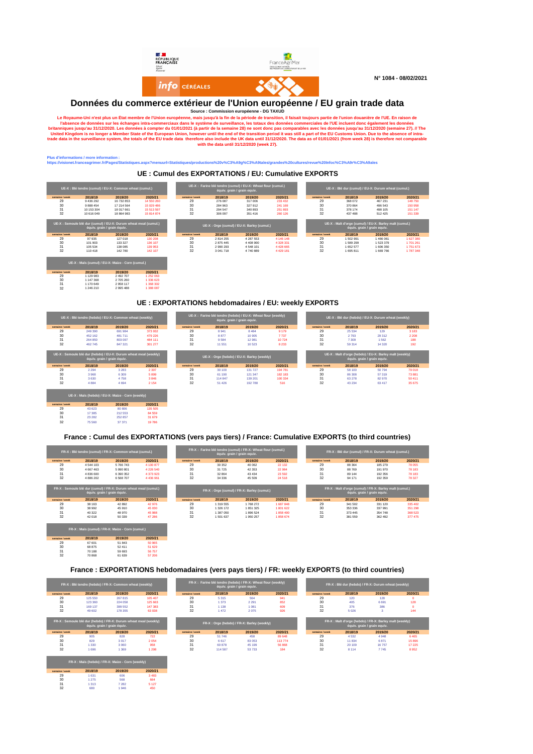RÉPUBLIQUE FRANÇAISE

FranceAgriMer

info CÉRÉALES

N° 1084 - 08/02/2021

# Données du commerce extérieur de l'Union européenne / EU grain trade data

**Source : Commission européenne - DG TAXUD**

**Le Royaume-Uni n'est plus un État membre de l'Union européenne, mais jusqu'à la fin de la période de transition, il faisait toujours partie de l'union douanière de l'UE. En raison de l'absence de données sur les échanges intra-commerciaux dans le système de surveillance, les totaux des données commerciales de l'UE incluent donc également les données britanniques jusqu'au 31/12/2020. Les données à compter du 01/01/2021 (à partir de la semaine 28) ne sont donc pas comparables avec les données jusqu'au 31/12/2020 (semaine 27). // The United Kingdom is no longer a Member State of the European Union, however until the end of the transition period it was still a part of the EU Customs Union. Due to the absence of intra-trade data in the surveillance system, the totals of the EU trade data therefore also include the UK data until 31/12/2020. The data as of 01/01/2021 (from week 28) is therefore not comparable with the data until 31/12/2020 (week 27).**

Plus d'informations / more information :
https://visionet.franceagrimer.fr/Pages/Statistiques.aspx?menuurl=Statistiques/productions%20v%C3%A9g%C3%A9tales/grandes%20cultures/revue%20info%C3%A9r%C3%A9ales

## UE : Cumul des EXPORTATIONS / EU: Cumulative EXPORTS

| UE-X : Blé tendre (cumul) / EU-X: Common wheat (cumul.) | | | |
|---|---|---|---|
| semaine / week | 2018/19 | 2019/20 | 2020/21 |
| 29 | 9 436 292 | 16 732 853 | 14 550 260 |
| 30 | 9 888 454 | 17 214 564 | 15 029 486 |
| 31 | 10 153 304 | 18 017 661 | 15 513 597 |
| 32 | 10 616 049 | 18 864 983 | 15 814 874 |

| UE-X : Farine blé tendre (cumul) / EU-X: Wheat flour (cumul.) équiv. grain / grain equiv. | | | |
|---|---|---|---|
| semaine / week | 2018/19 | 2019/20 | 2020/21 |
| 29 | 276 087 | 317 006 | 233 432 |
| 30 | 284 963 | 327 912 | 241 169 |
| 31 | 294 547 | 340 893 | 251 893 |
| 32 | 306 097 | 351 416 | 260 126 |

| UE-X : Blé dur (cumul) / EU-X: Durum wheat (cumul.) | | | |
|---|---|---|---|
| semaine / week | 2018/19 | 2019/20 | 2020/21 |
| 29 | 368 072 | 467 231 | 148 750 |
| 30 | 370 864 | 496 543 | 150 958 |
| 31 | 378 174 | 498 105 | 151 147 |
| 32 | 437 488 | 512 425 | 151 339 |

| UE-X : Semoule blé dur (cumul) / EU-X: Durum wheat meal (cumul.) équiv. grain / grain equiv. | | | |
|---|---|---|---|
| semaine / week | 2018/19 | 2019/20 | 2020/21 |
| 29 | 97 935 | 127 018 | 130 288 |
| 30 | 101 903 | 133 327 | 136 187 |
| 31 | 105 534 | 138 085 | 139 953 |
| 32 | 110 418 | 142 780 | 142 187 |

| UE-X : Orge (cumul) / EU-X: Barley (cumul.) | | | |
|---|---|---|---|
| semaine / week | 2018/19 | 2019/20 | 2020/21 |
| 29 | 2 814 255 | 4 287 553 | 4 146 148 |
| 30 | 2 875 445 | 4 408 900 | 4 328 331 |
| 31 | 2 990 293 | 4 548 101 | 4 428 665 |
| 32 | 3 041 718 | 4 740 889 | 4 429 181 |

| UE-X : Malt d'orge (cumul) / EU-X: Barley malt (cumul.) équiv. grain / grain equiv. | | | |
|---|---|---|---|
| semaine / week | 2018/19 | 2019/20 | 2020/21 |
| 29 | 1 502 991 | 1 466 061 | 1 627 380 |
| 30 | 1 589 299 | 1 523 379 | 1 701 261 |
| 31 | 1 652 577 | 1 606 350 | 1 751 673 |
| 32 | 1 695 811 | 1 669 766 | 1 787 348 |

| UE-X : Maïs (cumul) / EU-X: Maize - Corn (cumul.) | | | |
|---|---|---|---|
| semaine / week | 2018/19 | 2019/20 | 2020/21 |
| 29 | 1 129 983 | 2 492 707 | 1 252 063 |
| 30 | 1 147 368 | 2 705 260 | 1 336 623 |
| 31 | 1 170 649 | 2 958 117 | 1 368 302 |
| 32 | 1 246 210 | 2 995 488 | 1 388 087 |

## UE : EXPORTATIONS hebdomadaires / EU: weekly EXPORTS

| UE-X : Blé tendre (hebdo) / EU-X: Common wheat (weekly) | | | |
|---|---|---|---|
| semaine / week | 2018/19 | 2019/20 | 2020/21 |
| 29 | 249 390 | 691 984 | 373 932 |
| 30 | 452 162 | 481 711 | 479 226 |
| 31 | 264 850 | 803 097 | 484 111 |
| 32 | 462 745 | 847 321 | 301 277 |

| UE-X : Farine blé tendre (hebdo) / EU-X: Wheat flour (weekly) équiv. grain / grain equiv. | | | |
|---|---|---|---|
| semaine / week | 2018/19 | 2019/20 | 2020/21 |
| 29 | 8 941 | 8 484 | 9 179 |
| 30 | 8 877 | 10 905 | 7 737 |
| 31 | 9 584 | 12 981 | 10 724 |
| 32 | 11 551 | 10 523 | 8 233 |

| UE-X : Blé dur (hebdo) / EU-X: Durum wheat (weekly) | | | |
|---|---|---|---|
| semaine / week | 2018/19 | 2019/20 | 2020/21 |
| 29 | 25 534 | 129 | 3 183 |
| 30 | 2 793 | 29 312 | 2 208 |
| 31 | 7 309 | 1 562 | 188 |
| 32 | 59 314 | 14 320 | 192 |

| UE-X : Semoule blé dur (hebdo) / EU-X: Durum wheat meal (weekly) équiv. grain / grain equiv. | | | |
|---|---|---|---|
| semaine / week | 2018/19 | 2019/20 | 2020/21 |
| 29 | 2 294 | 3 283 | 2 397 |
| 30 | 3 968 | 6 309 | 5 899 |
| 31 | 3 630 | 4 758 | 3 846 |
| 32 | 4 884 | 4 694 | 2 154 |

| UE-X : Orge (hebdo) / EU-X: Barley (weekly) | | | |
|---|---|---|---|
| semaine / week | 2018/19 | 2019/20 | 2020/21 |
| 29 | 30 100 | 131 727 | 194 781 |
| 30 | 61 190 | 121 347 | 182 183 |
| 31 | 114 847 | 139 201 | 100 334 |
| 32 | 51 426 | 192 788 | 516 |

| UE-X : Malt d'orge (hebdo) / EU-X: Barley malt (weekly) équiv. grain / grain equiv. | | | |
|---|---|---|---|
| semaine / week | 2018/19 | 2019/20 | 2020/21 |
| 29 | 58 100 | 50 794 | 79 018 |
| 30 | 86 308 | 57 319 | 73 881 |
| 31 | 63 278 | 82 970 | 50 411 |
| 32 | 43 234 | 63 417 | 35 675 |

| UE-X : Maïs (hebdo) / EU-X: Maize - Corn (weekly) | | | |
|---|---|---|---|
| semaine / week | 2018/19 | 2019/20 | 2020/21 |
| 29 | 43 623 | 80 806 | 135 585 |
| 30 | 17 385 | 212 553 | 84 559 |
| 31 | 23 282 | 252 857 | 31 679 |
| 32 | 75 560 | 37 371 | 19 786 |

## France : Cumul des EXPORTATIONS (vers pays tiers) / France: Cumulative EXPORTS (to third countries)

| FR-X : Blé tendre (cumul) / FR-X: Common wheat (cumul.) | | | |
|---|---|---|---|
| semaine / week | 2018/19 | 2019/20 | 2020/21 |
| 29 | 4 544 103 | 5 768 743 | 4 100 877 |
| 30 | 4 667 463 | 5 990 801 | 4 226 540 |
| 31 | 4 836 600 | 6 390 352 | 4 373 923 |
| 32 | 4 886 202 | 6 568 707 | 4 436 961 |

| FR-X : Farine blé tendre (cumul) / FR-X: Wheat flour (cumul.) équiv. grain / grain equiv. | | | |
|---|---|---|---|
| semaine / week | 2018/19 | 2019/20 | 2020/21 |
| 29 | 30 352 | 40 062 | 22 132 |
| 30 | 31 725 | 42 353 | 22 984 |
| 31 | 32 864 | 43 434 | 23 592 |
| 32 | 34 336 | 45 509 | 24 518 |

| FR-X : Blé dur (cumul) / FR-X: Durum wheat (cumul.) | | | |
|---|---|---|---|
| semaine / week | 2018/19 | 2019/20 | 2020/21 |
| 29 | 88 364 | 185 279 | 78 055 |
| 30 | 88 769 | 191 970 | 78 183 |
| 31 | 89 144 | 192 356 | 78 183 |
| 32 | 94 171 | 192 359 | 78 327 |

| FR-X : Semoule blé dur (cumul) / FR-X: Durum wheat meal (cumul.) équiv. grain / grain equiv. | | | |
|---|---|---|---|
| semaine / week | 2018/19 | 2019/20 | 2020/21 |
| 29 | 38 163 | 42 892 | 42 976 |
| 30 | 38 992 | 45 910 | 45 030 |
| 31 | 40 322 | 48 970 | 45 988 |
| 32 | 42 018 | 50 339 | 47 286 |

| FR-X : Orge (cumul) / FR-X: Barley (cumul.) | | | |
|---|---|---|---|
| semaine / week | 2018/19 | 2019/20 | 2020/21 |
| 29 | 1 319 555 | 1 768 272 | 1 687 848 |
| 30 | 1 326 172 | 1 851 325 | 1 801 622 |
| 31 | 1 387 050 | 1 896 524 | 1 858 490 |
| 32 | 1 501 637 | 1 950 257 | 1 858 674 |

| FR-X : Malt d'orge (cumul) / FR-X: Barley malt (cumul.) équiv. grain / grain equiv. | | | |
|---|---|---|---|
| semaine / week | 2018/19 | 2019/20 | 2020/21 |
| 29 | 341 502 | 331 120 | 335 402 |
| 30 | 353 336 | 337 991 | 351 298 |
| 31 | 373 445 | 354 748 | 368 523 |
| 32 | 381 559 | 362 492 | 377 475 |

| FR-X : Maïs (cumul) / FR-X: Maize - Corn (cumul.) | | | |
|---|---|---|---|
| semaine / week | 2018/19 | 2019/20 | 2020/21 |
| 29 | 67 601 | 51 843 | 50 965 |
| 30 | 68 875 | 52 411 | 51 629 |
| 31 | 70 188 | 59 693 | 56 757 |
| 32 | 70 868 | 61 639 | 57 206 |

## France : EXPORTATIONS hebdomadaires (vers pays tiers) / FR: weekly EXPORTS (to third countries)

| FR-X : Blé tendre (hebdo) / FR-X: Common wheat (weekly) | | | |
|---|---|---|---|
| semaine / week | 2018/19 | 2019/20 | 2020/21 |
| 29 | 125 550 | 267 815 | 105 487 |
| 30 | 123 360 | 224 058 | 125 663 |
| 31 | 169 137 | 399 552 | 147 383 |
| 32 | 49 602 | 178 355 | 63 038 |

| FR-X : Farine blé tendre (hebdo) / FR-X: Wheat flour (weekly) équiv. grain / grain equiv. | | | |
|---|---|---|---|
| semaine / week | 2018/19 | 2019/20 | 2020/21 |
| 29 | 5 315 | 564 | 941 |
| 30 | 1 373 | 2 291 | 852 |
| 31 | 1 138 | 1 081 | 609 |
| 32 | 1 472 | 2 075 | 926 |

| FR-X : Blé dur (hebdo) / FR-X: Durum wheat (weekly) | | | |
|---|---|---|---|
| semaine / week | 2018/19 | 2019/20 | 2020/21 |
| 29 | 120 | 128 | 0 |
| 30 | 405 | 6 691 | 128 |
| 31 | 376 | 386 | 0 |
| 32 | 5 026 | 3 | 144 |

| FR-X : Semoule blé dur (hebdo) / FR-X: Durum wheat meal (weekly) équiv. grain / grain equiv. | | | |
|---|---|---|---|
| semaine / week | 2018/19 | 2019/20 | 2020/21 |
| 29 | 905 | 828 | 722 |
| 30 | 829 | 3 017 | 2 054 |
| 31 | 1 330 | 3 060 | 958 |
| 32 | 1 696 | 1 369 | 1 298 |

| FR-X : Orge (hebdo) / FR-X: Barley (weekly) | | | |
|---|---|---|---|
| semaine / week | 2018/19 | 2019/20 | 2020/21 |
| 29 | 51 746 | 458 | 89 648 |
| 30 | 6 617 | 83 053 | 113 774 |
| 31 | 60 878 | 45 199 | 56 868 |
| 32 | 114 587 | 53 733 | 184 |

| FR-X : Malt d'orge (hebdo) / FR-X: Barley malt (weekly) équiv. grain / grain equiv. | | | |
|---|---|---|---|
| semaine / week | 2018/19 | 2019/20 | 2020/21 |
| 29 | 4 532 | 4 948 | 6 465 |
| 30 | 11 834 | 6 871 | 15 896 |
| 31 | 20 109 | 16 757 | 17 225 |
| 32 | 8 114 | 7 745 | 8 952 |

| FR-X : Maïs (hebdo) / FR-X: Maize - Corn (weekly) | | | |
|---|---|---|---|
| semaine / week | 2018/19 | 2019/20 | 2020/21 |
| 29 | 1 631 | 606 | 3 483 |
| 30 | 1 275 | 568 | 664 |
| 31 | 1 313 | 7 282 | 5 127 |
| 32 | 680 | 1 946 | 450 |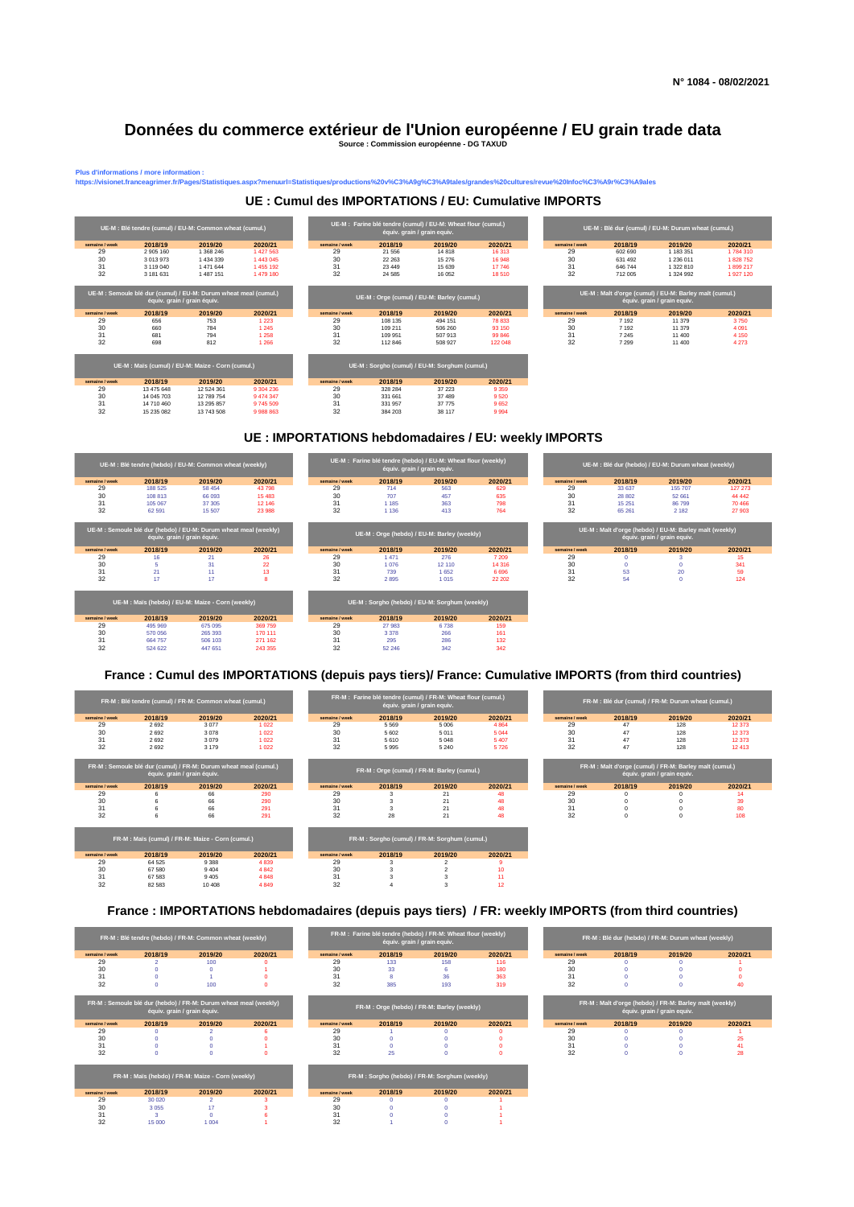N° 1084 - 08/02/2021

# Données du commerce extérieur de l'Union européenne / EU grain trade data

**Source : Commission européenne - DG TAXUD**

**Plus d'informations / more information :**
**https://visionet.franceagrimer.fr/Pages/Statistiques.aspx?menuurl=Statistiques/productions%20v%C3%A9g%C3%A9tales/grandes%20cultures/revue%20Infoc%C3%A9r%C3%A9ales**

## UE : Cumul des IMPORTATIONS / EU: Cumulative IMPORTS

| UE-M : Blé tendre (cumul) / EU-M: Common wheat (cumul.) | | | |
|---|---|---|---|
| semaine / week | 2018/19 | 2019/20 | 2020/21 |
| 29 | 2 905 160 | 1 368 246 | 1 427 563 |
| 30 | 3 013 973 | 1 434 339 | 1 443 045 |
| 31 | 3 119 040 | 1 471 644 | 1 455 192 |
| 32 | 3 181 631 | 1 487 151 | 1 479 180 |

| UE-M : Farine blé tendre (cumul) / EU-M: Wheat flour (cumul.) équiv. grain / grain equiv. | | | |
|---|---|---|---|
| semaine / week | 2018/19 | 2019/20 | 2020/21 |
| 29 | 21 556 | 14 818 | 16 313 |
| 30 | 22 263 | 15 276 | 16 948 |
| 31 | 23 449 | 15 639 | 17 746 |
| 32 | 24 585 | 16 052 | 18 510 |

| UE-M : Blé dur (cumul) / EU-M: Durum wheat (cumul.) | | | |
|---|---|---|---|
| semaine / week | 2018/19 | 2019/20 | 2020/21 |
| 29 | 602 690 | 1 183 351 | 1 784 310 |
| 30 | 631 492 | 1 236 011 | 1 828 752 |
| 31 | 646 744 | 1 322 810 | 1 899 217 |
| 32 | 712 005 | 1 324 992 | 1 927 120 |

| UE-M : Semoule blé dur (cumul) / EU-M: Durum wheat meal (cumul.) équiv. grain / grain equiv. | | | |
|---|---|---|---|
| semaine / week | 2018/19 | 2019/20 | 2020/21 |
| 29 | 656 | 753 | 1 223 |
| 30 | 660 | 784 | 1 245 |
| 31 | 681 | 794 | 1 258 |
| 32 | 698 | 812 | 1 266 |

| UE-M : Orge (cumul) / EU-M: Barley (cumul.) | | | |
|---|---|---|---|
| semaine / week | 2018/19 | 2019/20 | 2020/21 |
| 29 | 108 135 | 494 151 | 78 833 |
| 30 | 109 211 | 506 260 | 93 150 |
| 31 | 109 951 | 507 913 | 99 846 |
| 32 | 112 846 | 508 927 | 122 048 |

| UE-M : Malt d'orge (cumul) / EU-M: Barley malt (cumul.) équiv. grain / grain equiv. | | | |
|---|---|---|---|
| semaine / week | 2018/19 | 2019/20 | 2020/21 |
| 29 | 7 192 | 11 379 | 3 750 |
| 30 | 7 192 | 11 379 | 4 091 |
| 31 | 7 245 | 11 400 | 4 150 |
| 32 | 7 299 | 11 400 | 4 273 |

| UE-M : Maïs (cumul) / EU-M: Maize - Corn (cumul.) | | | |
|---|---|---|---|
| semaine / week | 2018/19 | 2019/20 | 2020/21 |
| 29 | 13 475 648 | 12 524 361 | 9 304 236 |
| 30 | 14 045 703 | 12 789 754 | 9 474 347 |
| 31 | 14 710 460 | 13 295 857 | 9 745 509 |
| 32 | 15 235 082 | 13 743 508 | 9 988 863 |

| UE-M : Sorgho (cumul) / EU-M: Sorghum (cumul.) | | | |
|---|---|---|---|
| semaine / week | 2018/19 | 2019/20 | 2020/21 |
| 29 | 328 284 | 37 223 | 9 359 |
| 30 | 331 661 | 37 489 | 9 520 |
| 31 | 331 957 | 37 775 | 9 652 |
| 32 | 384 203 | 38 117 | 9 994 |

## UE : IMPORTATIONS hebdomadaires / EU: weekly IMPORTS

| UE-M : Blé tendre (hebdo) / EU-M: Common wheat (weekly) | | | |
|---|---|---|---|
| semaine / week | 2018/19 | 2019/20 | 2020/21 |
| 29 | 188 525 | 58 454 | 43 798 |
| 30 | 108 813 | 66 093 | 15 483 |
| 31 | 105 067 | 37 305 | 12 146 |
| 32 | 62 591 | 15 507 | 23 988 |

| UE-M : Farine blé tendre (hebdo) / EU-M: Wheat flour (weekly) équiv. grain / grain equiv. | | | |
|---|---|---|---|
| semaine / week | 2018/19 | 2019/20 | 2020/21 |
| 29 | 714 | 563 | 629 |
| 30 | 707 | 457 | 635 |
| 31 | 1 185 | 363 | 798 |
| 32 | 1 136 | 413 | 764 |

| UE-M : Blé dur (hebdo) / EU-M: Durum wheat (weekly) | | | |
|---|---|---|---|
| semaine / week | 2018/19 | 2019/20 | 2020/21 |
| 29 | 33 637 | 155 707 | 127 273 |
| 30 | 28 802 | 52 661 | 44 442 |
| 31 | 15 251 | 86 799 | 70 466 |
| 32 | 65 261 | 2 182 | 27 903 |

| UE-M : Semoule blé dur (hebdo) / EU-M: Durum wheat meal (weekly) équiv. grain / grain equiv. | | | |
|---|---|---|---|
| semaine / week | 2018/19 | 2019/20 | 2020/21 |
| 29 | 16 | 21 | 26 |
| 30 | 5 | 31 | 22 |
| 31 | 21 | 11 | 13 |
| 32 | 17 | 17 | 8 |

| UE-M : Orge (hebdo) / EU-M: Barley (weekly) | | | |
|---|---|---|---|
| semaine / week | 2018/19 | 2019/20 | 2020/21 |
| 29 | 1 471 | 276 | 7 209 |
| 30 | 1 076 | 12 110 | 14 316 |
| 31 | 739 | 1 652 | 6 696 |
| 32 | 2 895 | 1 015 | 22 202 |

| UE-M : Malt d'orge (hebdo) / EU-M: Barley malt (weekly) équiv. grain / grain equiv. | | | |
|---|---|---|---|
| semaine / week | 2018/19 | 2019/20 | 2020/21 |
| 29 | 0 | 3 | 15 |
| 30 | 0 | 0 | 341 |
| 31 | 53 | 20 | 59 |
| 32 | 54 | 0 | 124 |

| UE-M : Maïs (hebdo) / EU-M: Maize - Corn (weekly) | | | |
|---|---|---|---|
| semaine / week | 2018/19 | 2019/20 | 2020/21 |
| 29 | 495 969 | 675 095 | 369 750 |
| 30 | 570 056 | 265 393 | 170 111 |
| 31 | 664 757 | 506 103 | 271 162 |
| 32 | 524 622 | 447 651 | 243 355 |

| UE-M : Sorgho (hebdo) / EU-M: Sorghum (weekly) | | | |
|---|---|---|---|
| semaine / week | 2018/19 | 2019/20 | 2020/21 |
| 29 | 27 983 | 6 738 | 159 |
| 30 | 3 378 | 266 | 161 |
| 31 | 295 | 286 | 132 |
| 32 | 52 246 | 342 | 342 |

## France : Cumul des IMPORTATIONS (depuis pays tiers)/ France: Cumulative IMPORTS (from third countries)

| FR-M : Blé tendre (cumul) / FR-M: Common wheat (cumul.) | | | |
|---|---|---|---|
| semaine / week | 2018/19 | 2019/20 | 2020/21 |
| 29 | 2 692 | 3 077 | 1 022 |
| 30 | 2 692 | 3 078 | 1 022 |
| 31 | 2 692 | 3 079 | 1 022 |
| 32 | 2 692 | 3 179 | 1 022 |

| FR-M : Farine blé tendre (cumul) / FR-M: Wheat flour (cumul.) équiv. grain / grain equiv. | | | |
|---|---|---|---|
| semaine / week | 2018/19 | 2019/20 | 2020/21 |
| 29 | 5 569 | 5 006 | 4 864 |
| 30 | 5 602 | 5 011 | 5 044 |
| 31 | 5 610 | 5 048 | 5 407 |
| 32 | 5 995 | 5 240 | 5 726 |

| FR-M : Blé dur (cumul) / FR-M: Durum wheat (cumul.) | | | |
|---|---|---|---|
| semaine / week | 2018/19 | 2019/20 | 2020/21 |
| 29 | 47 | 128 | 12 373 |
| 30 | 47 | 128 | 12 373 |
| 31 | 47 | 128 | 12 373 |
| 32 | 47 | 128 | 12 413 |

| FR-M : Semoule blé dur (cumul) / FR-M: Durum wheat meal (cumul.) équiv. grain / grain equiv. | | | |
|---|---|---|---|
| semaine / week | 2018/19 | 2019/20 | 2020/21 |
| 29 | 6 | 66 | 290 |
| 30 | 6 | 66 | 290 |
| 31 | 6 | 66 | 291 |
| 32 | 6 | 66 | 291 |

| FR-M : Orge (cumul) / FR-M: Barley (cumul.) | | | |
|---|---|---|---|
| semaine / week | 2018/19 | 2019/20 | 2020/21 |
| 29 | 3 | 21 | 48 |
| 30 | 3 | 21 | 48 |
| 31 | 3 | 21 | 48 |
| 32 | 28 | 21 | 48 |

| FR-M : Malt d'orge (cumul) / FR-M: Barley malt (cumul.) équiv. grain / grain equiv. | | | |
|---|---|---|---|
| semaine / week | 2018/19 | 2019/20 | 2020/21 |
| 29 | 0 | 0 | 14 |
| 30 | 0 | 0 | 39 |
| 31 | 0 | 0 | 80 |
| 32 | 0 | 0 | 108 |

| FR-M : Maïs (cumul) / FR-M: Maize - Corn (cumul.) | | | |
|---|---|---|---|
| semaine / week | 2018/19 | 2019/20 | 2020/21 |
| 29 | 64 525 | 9 388 | 4 839 |
| 30 | 67 580 | 9 404 | 4 842 |
| 31 | 67 583 | 9 405 | 4 848 |
| 32 | 82 583 | 10 408 | 4 849 |

| FR-M : Sorgho (cumul) / FR-M: Sorghum (cumul.) | | | |
|---|---|---|---|
| semaine / week | 2018/19 | 2019/20 | 2020/21 |
| 29 | 3 | 2 | 9 |
| 30 | 3 | 2 | 10 |
| 31 | 3 | 3 | 11 |
| 32 | 4 | 3 | 12 |

## France : IMPORTATIONS hebdomadaires (depuis pays tiers) / FR: weekly IMPORTS (from third countries)

| FR-M : Blé tendre (hebdo) / FR-M: Common wheat (weekly) | | | |
|---|---|---|---|
| semaine / week | 2018/19 | 2019/20 | 2020/21 |
| 29 | 2 | 100 | 0 |
| 30 | 0 | 0 | 1 |
| 31 | 0 | 1 | 0 |
| 32 | 0 | 100 | 0 |

| FR-M : Farine blé tendre (hebdo) / FR-M: Wheat flour (weekly) équiv. grain / grain equiv. | | | |
|---|---|---|---|
| semaine / week | 2018/19 | 2019/20 | 2020/21 |
| 29 | 133 | 158 | 116 |
| 30 | 33 | 6 | 180 |
| 31 | 8 | 36 | 363 |
| 32 | 385 | 193 | 319 |

| FR-M : Blé dur (hebdo) / FR-M: Durum wheat (weekly) | | | |
|---|---|---|---|
| semaine / week | 2018/19 | 2019/20 | 2020/21 |
| 29 | 0 | 0 | 1 |
| 30 | 0 | 0 | 0 |
| 31 | 0 | 0 | 0 |
| 32 | 0 | 0 | 40 |

| FR-M : Semoule blé dur (hebdo) / FR-M: Durum wheat meal (weekly) équiv. grain / grain equiv. | | | |
|---|---|---|---|
| semaine / week | 2018/19 | 2019/20 | 2020/21 |
| 29 | 0 | 2 | 6 |
| 30 | 0 | 0 | 0 |
| 31 | 0 | 0 | 1 |
| 32 | 0 | 0 | 0 |

| FR-M : Orge (hebdo) / FR-M: Barley (weekly) | | | |
|---|---|---|---|
| semaine / week | 2018/19 | 2019/20 | 2020/21 |
| 29 | 1 | 0 | 0 |
| 30 | 0 | 0 | 0 |
| 31 | 0 | 0 | 0 |
| 32 | 25 | 0 | 0 |

| FR-M : Malt d'orge (hebdo) / FR-M: Barley malt (weekly) équiv. grain / grain equiv. | | | |
|---|---|---|---|
| semaine / week | 2018/19 | 2019/20 | 2020/21 |
| 29 | 0 | 0 | 1 |
| 30 | 0 | 0 | 25 |
| 31 | 0 | 0 | 41 |
| 32 | 0 | 0 | 28 |

| FR-M : Maïs (hebdo) / FR-M: Maize - Corn (weekly) | | | |
|---|---|---|---|
| semaine / week | 2018/19 | 2019/20 | 2020/21 |
| 29 | 30 020 | 2 | 3 |
| 30 | 3 055 | 17 | 3 |
| 31 | 3 | 0 | 6 |
| 32 | 15 000 | 1 004 | 1 |

| FR-M : Sorgho (hebdo) / FR-M: Sorghum (weekly) | | | |
|---|---|---|---|
| semaine / week | 2018/19 | 2019/20 | 2020/21 |
| 29 | 0 | 0 | 1 |
| 30 | 0 | 0 | 1 |
| 31 | 0 | 0 | 1 |
| 32 | 1 | 0 | 1 |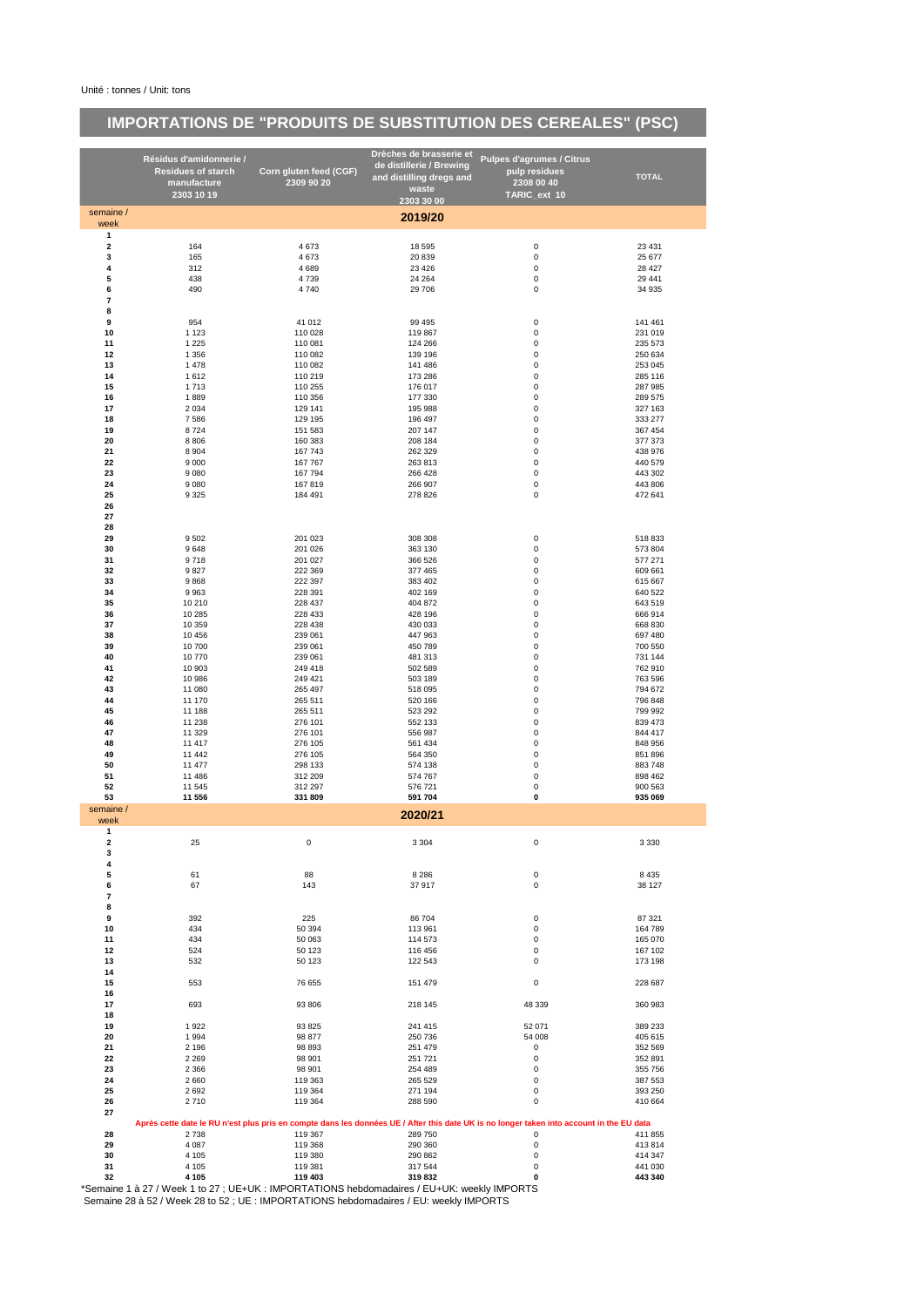Unité : tonnes / Unit: tons

# IMPORTATIONS DE "PRODUITS DE SUBSTITUTION DES CEREALES" (PSC)

| semaine / week | Résidus d'amidonnerie / Residues of starch manufacture 2303 10 19 | Corn gluten feed (CGF) 2309 90 20 | Drèches de brasserie et de distillerie / Brewing and distilling dregs and waste 2303 30 00 | Pulpes d'agrumes / Citrus pulp residues 2308 00 40 TARIC_ext 10 | TOTAL |
|---|---|---|---|---|---|
| | **2019/20** | | | | |
| 1 | | | | | |
| 2 | 164 | 4 673 | 18 595 | 0 | 23 431 |
| 3 | 165 | 4 673 | 20 839 | 0 | 25 677 |
| 4 | 312 | 4 689 | 23 426 | 0 | 28 427 |
| 5 | 438 | 4 739 | 24 264 | 0 | 29 441 |
| 6 | 490 | 4 740 | 29 706 | 0 | 34 935 |
| 7 | | | | | |
| 8 | | | | | |
| 9 | 954 | 41 012 | 99 495 | 0 | 141 461 |
| 10 | 1 123 | 110 028 | 119 867 | 0 | 231 019 |
| 11 | 1 225 | 110 081 | 124 266 | 0 | 235 573 |
| 12 | 1 356 | 110 082 | 139 196 | 0 | 250 634 |
| 13 | 1 478 | 110 082 | 141 486 | 0 | 253 045 |
| 14 | 1 612 | 110 219 | 173 286 | 0 | 285 116 |
| 15 | 1 713 | 110 255 | 176 017 | 0 | 287 985 |
| 16 | 1 889 | 110 356 | 177 330 | 0 | 289 575 |
| 17 | 2 034 | 129 141 | 195 988 | 0 | 327 163 |
| 18 | 7 586 | 129 195 | 196 497 | 0 | 333 277 |
| 19 | 8 724 | 151 583 | 207 147 | 0 | 367 454 |
| 20 | 8 806 | 160 383 | 208 184 | 0 | 377 373 |
| 21 | 8 904 | 167 743 | 262 329 | 0 | 438 976 |
| 22 | 9 000 | 167 767 | 263 813 | 0 | 440 579 |
| 23 | 9 080 | 167 794 | 266 428 | 0 | 443 302 |
| 24 | 9 080 | 167 819 | 266 907 | 0 | 443 806 |
| 25 | 9 325 | 184 491 | 278 826 | 0 | 472 641 |
| 26 | | | | | |
| 27 | | | | | |
| 28 | | | | | |
| 29 | 9 502 | 201 023 | 308 308 | 0 | 518 833 |
| 30 | 9 648 | 201 026 | 363 130 | 0 | 573 804 |
| 31 | 9 718 | 201 027 | 366 526 | 0 | 577 271 |
| 32 | 9 827 | 222 369 | 377 465 | 0 | 609 661 |
| 33 | 9 868 | 222 397 | 383 402 | 0 | 615 667 |
| 34 | 9 963 | 228 391 | 402 169 | 0 | 640 522 |
| 35 | 10 210 | 228 437 | 404 872 | 0 | 643 519 |
| 36 | 10 285 | 228 433 | 428 196 | 0 | 666 914 |
| 37 | 10 359 | 228 438 | 430 033 | 0 | 668 830 |
| 38 | 10 456 | 239 061 | 447 963 | 0 | 697 480 |
| 39 | 10 700 | 239 061 | 450 789 | 0 | 700 550 |
| 40 | 10 770 | 239 061 | 481 313 | 0 | 731 144 |
| 41 | 10 903 | 249 418 | 502 589 | 0 | 762 910 |
| 42 | 10 986 | 249 421 | 503 189 | 0 | 763 596 |
| 43 | 11 080 | 265 497 | 518 095 | 0 | 794 672 |
| 44 | 11 170 | 265 511 | 520 166 | 0 | 796 848 |
| 45 | 11 188 | 265 511 | 523 292 | 0 | 799 992 |
| 46 | 11 238 | 276 101 | 552 133 | 0 | 839 473 |
| 47 | 11 329 | 276 101 | 556 987 | 0 | 844 417 |
| 48 | 11 417 | 276 105 | 561 434 | 0 | 848 956 |
| 49 | 11 442 | 276 105 | 564 350 | 0 | 851 896 |
| 50 | 11 477 | 298 133 | 574 138 | 0 | 883 748 |
| 51 | 11 486 | 312 209 | 574 767 | 0 | 898 462 |
| 52 | 11 545 | 312 297 | 576 721 | 0 | 900 563 |
| 53 | **11 556** | **331 809** | **591 704** | **0** | **935 069** |
| semaine / week | **2020/21** | | | | |
| 1 | | | | | |
| 2 | 25 | 0 | 3 304 | 0 | 3 330 |
| 3 | | | | | |
| 4 | | | | | |
| 5 | 61 | 88 | 8 286 | 0 | 8 435 |
| 6 | 67 | 143 | 37 917 | 0 | 38 127 |
| 7 | | | | | |
| 8 | | | | | |
| 9 | 392 | 225 | 86 704 | 0 | 87 321 |
| 10 | 434 | 50 394 | 113 961 | 0 | 164 789 |
| 11 | 434 | 50 063 | 114 573 | 0 | 165 070 |
| 12 | 524 | 50 123 | 116 456 | 0 | 167 102 |
| 13 | 532 | 50 123 | 122 543 | 0 | 173 198 |
| 14 | | | | | |
| 15 | 553 | 76 655 | 151 479 | 0 | 228 687 |
| 16 | | | | | |
| 17 | 693 | 93 806 | 218 145 | 48 339 | 360 983 |
| 18 | | | | | |
| 19 | 1 922 | 93 825 | 241 415 | 52 071 | 389 233 |
| 20 | 1 994 | 98 877 | 250 736 | 54 008 | 405 615 |
| 21 | 2 196 | 98 893 | 251 479 | 0 | 352 569 |
| 22 | 2 269 | 98 901 | 251 721 | 0 | 352 891 |
| 23 | 2 366 | 98 901 | 254 489 | 0 | 355 756 |
| 24 | 2 660 | 119 363 | 265 529 | 0 | 387 553 |
| 25 | 2 692 | 119 364 | 271 194 | 0 | 393 250 |
| 26 | 2 710 | 119 364 | 288 590 | 0 | 410 664 |
| 27 | | | | | |
| | Après cette date le RU n'est plus pris en compte dans les données UE / After this date UK is no longer taken into account in the EU data | | | | |
| 28 | 2 738 | 119 367 | 289 750 | 0 | 411 855 |
| 29 | 4 087 | 119 368 | 290 360 | 0 | 413 814 |
| 30 | 4 105 | 119 380 | 290 862 | 0 | 414 347 |
| 31 | 4 105 | 119 381 | 317 544 | 0 | 441 030 |
| 32 | **4 105** | **119 403** | **319 832** | **0** | **443 340** |

*Semaine 1 à 27 / Week 1 to 27 ; UE+UK : IMPORTATIONS hebdomadaires / EU+UK: weekly IMPORTS
Semaine 28 à 52 / Week 28 to 52 ; UE : IMPORTATIONS hebdomadaires / EU: weekly IMPORTS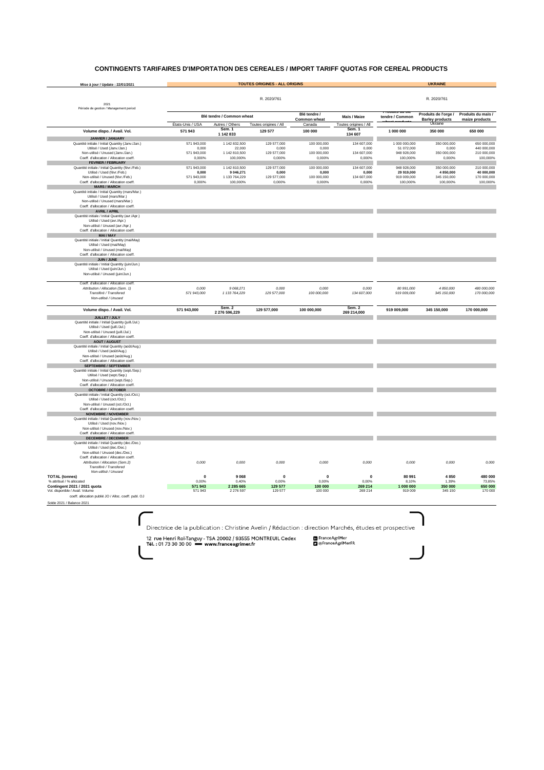# CONTINGENTS TARIFAIRES D'IMPORTATION DES CEREALES / IMPORT TARIFF QUOTAS FOR CEREAL PRODUCTS

| Mise à jour / Update : 22/01/2021 | TOUTES ORIGINES - ALL ORIGINS | | | | | UKRAINE | | |
|---|---|---|---|---|---|---|---|---|
| 2021<br>Période de gestion / Management period | R. 2020/761 | | | | | R. 2020/761 | | |
| | Blé tendre / Common wheat | | | Blé tendre / Common wheat | Maïs / Maize | Produits du blé tendre / Common wheat products | Produits de l'orge / Barley products | Produits du maïs / maize products |
| | États-Unis / USA | Autres / Others | Toutes origines / All | Canada | Toutes origines / All | Ukraine | | |
| **Volume dispo. / Avail. Vol.** | **571 943** | **Sem. 1<br>1 142 833** | **129 577** | **100 000** | **Sem. 1<br>134 607** | **1 000 000** | **350 000** | **650 000** |
| **JANVIER / JANUARY** | | | | | | | | |
| Quantité initiale / Initial Quantity (Janv./Jan.) | 571 943,000 | 1 142 832,500 | 129 577,000 | 100 000,000 | 134 607,000 | 1 000 000,000 | 350 000,000 | 650 000,000 |
| Utilisé / Used (Janv./Jan.) | 0,000 | 22,000 | 0,000 | 0,000 | 0,000 | 51 072,000 | 0,000 | 440 000,000 |
| Non-utilisé / Unused (Janv./Jan.) | 571 943,000 | 1 142 810,500 | 129 577,000 | 100 000,000 | 134 607,000 | 948 928,000 | 350 000,000 | 210 000,000 |
| Coeff. d'allocation / Allocation coeff. | 0,000% | 100,000% | 0,000% | 0,000% | 0,000% | 100,000% | 0,000% | 100,000% |
| **FEVRIER / FEBRUARY** | | | | | | | | |
| Quantité initiale / Initial Quantity (févr./Feb.) | 571 943,000 | 1 142 810,500 | 129 577,000 | 100 000,000 | 134 607,000 | 948 928,000 | 350 000,000 | 210 000,000 |
| Utilisé / Used (févr./Feb.) | **0,000** | **9 046,271** | **0,000** | **0,000** | **0,000** | **29 919,000** | **4 850,000** | **40 000,000** |
| Non-utilisé / Unused (févr./Feb.) | 571 943,000 | 1 133 764,229 | 129 577,000 | 100 000,000 | 134 607,000 | 919 009,000 | 345 150,000 | 170 000,000 |
| Coeff. d'allocation / Allocation coeff. | 0,000% | 100,000% | 0,000% | 0,000% | 0,000% | 100,000% | 100,000% | 100,000% |
| **MARS / MARCH** | | | | | | | | |
| Quantité initiale / Initial Quantity (mars/Mar.) | | | | | | | | |
| Utilisé / Used (mars/Mar.) | | | | | | | | |
| Non-utilisé / Unused (mars/Mar.) | | | | | | | | |
| Coeff. d'allocation / Allocation coeff. | | | | | | | | |
| **AVRIL / APRIL** | | | | | | | | |
| Quantité initiale / Initial Quantity (avr./Apr.) | | | | | | | | |
| Utilisé / Used (avr./Apr.) | | | | | | | | |
| Non-utilisé / Unused (avr./Apr.) | | | | | | | | |
| Coeff. d'allocation / Allocation coeff. | | | | | | | | |
| **MAI / MAY** | | | | | | | | |
| Quantité initiale / Initial Quantity (mai/May) | | | | | | | | |
| Utilisé / Used (mai/May) | | | | | | | | |
| Non-utilisé / Unused (mai/May) | | | | | | | | |
| Coeff. d'allocation / Allocation coeff. | | | | | | | | |
| **JUIN / JUNE** | | | | | | | | |
| Quantité initiale / Initial Quantity (juin/Jun.) | | | | | | | | |
| Utilisé / Used (juin/Jun.) | | | | | | | | |
| Non-utilisé / Unused (juin/Jun.) | | | | | | | | |
| Coeff. d'allocation / Allocation coeff. | | | | | | | | |
| *Attribution / Allocation (Sem. 1)* | *0,000* | *9 068,271* | *0,000* | *0,000* | *0,000* | *80 991,000* | *4 850,000* | *480 000,000* |
| *Transféré / Transfered* | *571 943,000* | *1 133 764,229* | *129 577,000* | *100 000,000* | *134 607,000* | *919 009,000* | *345 150,000* | *170 000,000* |
| *Non-utilisé / Unused* | | | | | | | | |
| **Volume dispo. / Avail. Vol.** | **571 943,000** | **Sem. 2<br>2 276 596,229** | **129 577,000** | **100 000,000** | **Sem. 2<br>269 214,000** | **919 009,000** | **345 150,000** | **170 000,000** |
| **JUILLET / JULY** | | | | | | | | |
| Quantité initiale / Initial Quantity (juill./Jul.) | | | | | | | | |
| Utilisé / Used (juill./Jul.) | | | | | | | | |
| Non-utilisé / Unused (juill./Jul.) | | | | | | | | |
| Coeff. d'allocation / Allocation coeff. | | | | | | | | |
| **AOUT / AUGUST** | | | | | | | | |
| Quantité initiale / Initial Quantity (août/Aug.) | | | | | | | | |
| Utilisé / Used (août/Aug.) | | | | | | | | |
| Non-utilisé / Unused (août/Aug.) | | | | | | | | |
| Coeff. d'allocation / Allocation coeff. | | | | | | | | |
| **SEPTEMBRE / SEPTEMBER** | | | | | | | | |
| Quantité initiale / Initial Quantity (sept./Sep.) | | | | | | | | |
| Utilisé / Used (sept./Sep.) | | | | | | | | |
| Non-utilisé / Unused (sept./Sep.) | | | | | | | | |
| Coeff. d'allocation / Allocation coeff. | | | | | | | | |
| **OCTOBRE / OCTOBER** | | | | | | | | |
| Quantité initiale / Initial Quantity (oct./Oct.) | | | | | | | | |
| Utilisé / Used (oct./Oct.) | | | | | | | | |
| Non-utilisé / Unused (oct./Oct.) | | | | | | | | |
| Coeff. d'allocation / Allocation coeff. | | | | | | | | |
| **NOVEMBRE / NOVEMBER** | | | | | | | | |
| Quantité initiale / Initial Quantity (nov./Nov.) | | | | | | | | |
| Utilisé / Used (nov./Nov.) | | | | | | | | |
| Non-utilisé / Unused (nov./Nov.) | | | | | | | | |
| Coeff. d'allocation / Allocation coeff. | | | | | | | | |
| **DECEMBRE / DECEMBER** | | | | | | | | |
| Quantité initiale / Initial Quantity (dec./Dec.) | | | | | | | | |
| Utilisé / Used (dec./Dec.) | | | | | | | | |
| Non-utilisé / Unused (dec./Dec.) | | | | | | | | |
| Coeff. d'allocation / Allocation coeff. | | | | | | | | |
| *Attribution / Allocation (Sem.2)* | *0,000* | *0,000* | *0,000* | *0,000* | *0,000* | *0,000* | *0,000* | *0,000* |
| *Transféré / Transfered* | | | | | | | | |
| *Non-utilisé / Unused* | | | | | | | | |
| **TOTAL (tonnes)** | **0** | **9 068** | **0** | **0** | **0** | **80 991** | **4 850** | **480 000** |
| % attribué / % allocated | 0,00% | 0,40% | 0,00% | 0,00% | 0,00% | 8,10% | 1,39% | 73,85% |
| **Contingent 2021 / 2021 quota** | **571 943** | **2 285 665** | **129 577** | **100 000** | **269 214** | **1 000 000** | **350 000** | **650 000** |
| Vol. disponible / Avail. Volume | 571 943 | 2 276 597 | 129 577 | 100 000 | 269 214 | 919 009 | 345 150 | 170 000 |
| coeff. allocation publié JO / Alloc. coeff. publ. OJ | | | | | | | | |
| Solde 2021 / Balance 2021 | | | | | | | | |

Directrice de la publication : Christine Avelin / Rédaction : direction Marchés, études et prospective

12 rue Henri Rol-Tanguy - TSA 20002 / 93555 MONTREUIL Cedex
Tél. : 01 73 30 30 00 — www.franceagrimer.fr

FranceAgriMer
@FranceAgriMerFR